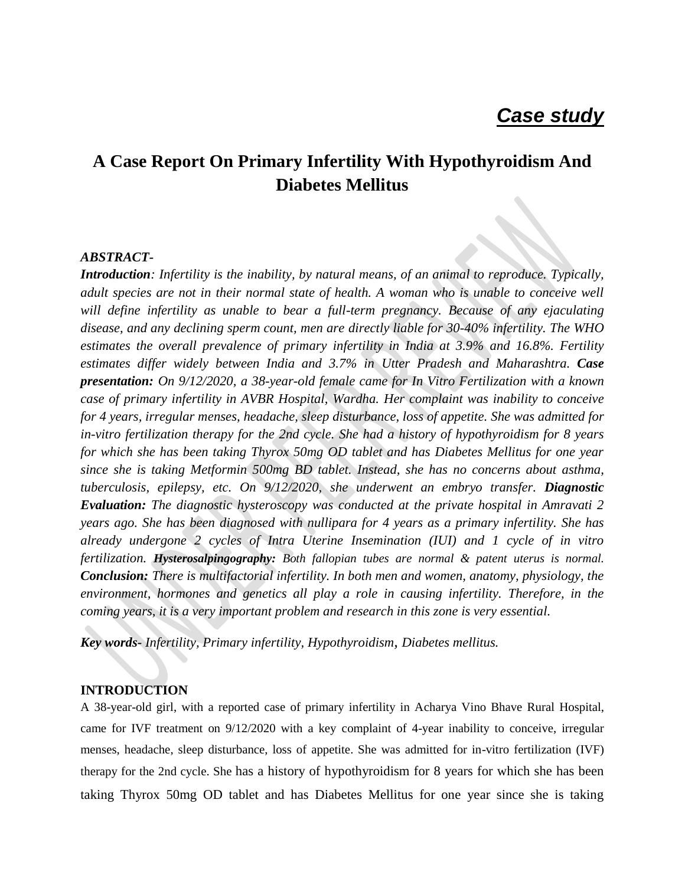*Case study*

# A Case Report On Primary Infertility With Hypothyroidism And Diabetes Mellitus

***ABSTRACT-***

***Introduction**: Infertility is the inability, by natural means, of an animal to reproduce. Typically, adult species are not in their normal state of health. A woman who is unable to conceive well will define infertility as unable to bear a full-term pregnancy. Because of any ejaculating disease, and any declining sperm count, men are directly liable for 30-40% infertility. The WHO estimates the overall prevalence of primary infertility in India at 3.9% and 16.8%. Fertility estimates differ widely between India and 3.7% in Utter Pradesh and Maharashtra.* ***Case presentation:*** *On 9/12/2020, a 38-year-old female came for In Vitro Fertilization with a known case of primary infertility in AVBR Hospital, Wardha. Her complaint was inability to conceive for 4 years, irregular menses, headache, sleep disturbance, loss of appetite. She was admitted for in-vitro fertilization therapy for the 2nd cycle. She had a history of hypothyroidism for 8 years for which she has been taking Thyrox 50mg OD tablet and has Diabetes Mellitus for one year since she is taking Metformin 500mg BD tablet. Instead, she has no concerns about asthma, tuberculosis, epilepsy, etc. On 9/12/2020, she underwent an embryo transfer.* ***Diagnostic Evaluation:*** *The diagnostic hysteroscopy was conducted at the private hospital in Amravati 2 years ago. She has been diagnosed with nullipara for 4 years as a primary infertility. She has already undergone 2 cycles of Intra Uterine Insemination (IUI) and 1 cycle of in vitro fertilization.* ***Hysterosalpingography:*** *Both fallopian tubes are normal & patent uterus is normal.* ***Conclusion:*** *There is multifactorial infertility. In both men and women, anatomy, physiology, the environment, hormones and genetics all play a role in causing infertility. Therefore, in the coming years, it is a very important problem and research in this zone is very essential.*

***Key words-*** *Infertility, Primary infertility, Hypothyroidism, Diabetes mellitus.*

## INTRODUCTION

A 38-year-old girl, with a reported case of primary infertility in Acharya Vino Bhave Rural Hospital, came for IVF treatment on 9/12/2020 with a key complaint of 4-year inability to conceive, irregular menses, headache, sleep disturbance, loss of appetite. She was admitted for in-vitro fertilization (IVF) therapy for the 2nd cycle. She has a history of hypothyroidism for 8 years for which she has been taking Thyrox 50mg OD tablet and has Diabetes Mellitus for one year since she is taking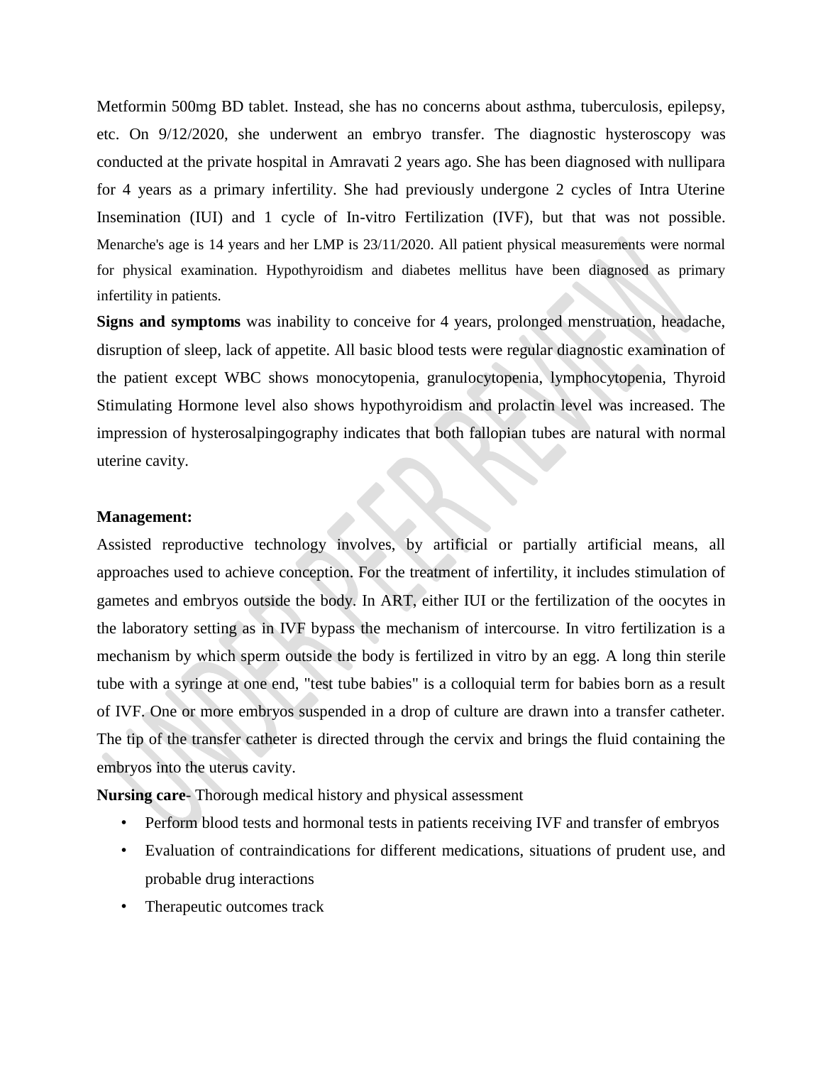Metformin 500mg BD tablet. Instead, she has no concerns about asthma, tuberculosis, epilepsy, etc. On 9/12/2020, she underwent an embryo transfer. The diagnostic hysteroscopy was conducted at the private hospital in Amravati 2 years ago. She has been diagnosed with nullipara for 4 years as a primary infertility. She had previously undergone 2 cycles of Intra Uterine Insemination (IUI) and 1 cycle of In-vitro Fertilization (IVF), but that was not possible. Menarche's age is 14 years and her LMP is 23/11/2020. All patient physical measurements were normal for physical examination. Hypothyroidism and diabetes mellitus have been diagnosed as primary infertility in patients.

**Signs and symptoms** was inability to conceive for 4 years, prolonged menstruation, headache, disruption of sleep, lack of appetite. All basic blood tests were regular diagnostic examination of the patient except WBC shows monocytopenia, granulocytopenia, lymphocytopenia, Thyroid Stimulating Hormone level also shows hypothyroidism and prolactin level was increased. The impression of hysterosalpingography indicates that both fallopian tubes are natural with normal uterine cavity.

**Management:**

Assisted reproductive technology involves, by artificial or partially artificial means, all approaches used to achieve conception. For the treatment of infertility, it includes stimulation of gametes and embryos outside the body. In ART, either IUI or the fertilization of the oocytes in the laboratory setting as in IVF bypass the mechanism of intercourse. In vitro fertilization is a mechanism by which sperm outside the body is fertilized in vitro by an egg. A long thin sterile tube with a syringe at one end, "test tube babies" is a colloquial term for babies born as a result of IVF. One or more embryos suspended in a drop of culture are drawn into a transfer catheter. The tip of the transfer catheter is directed through the cervix and brings the fluid containing the embryos into the uterus cavity.

**Nursing care**- Thorough medical history and physical assessment

- Perform blood tests and hormonal tests in patients receiving IVF and transfer of embryos
- Evaluation of contraindications for different medications, situations of prudent use, and probable drug interactions
- Therapeutic outcomes track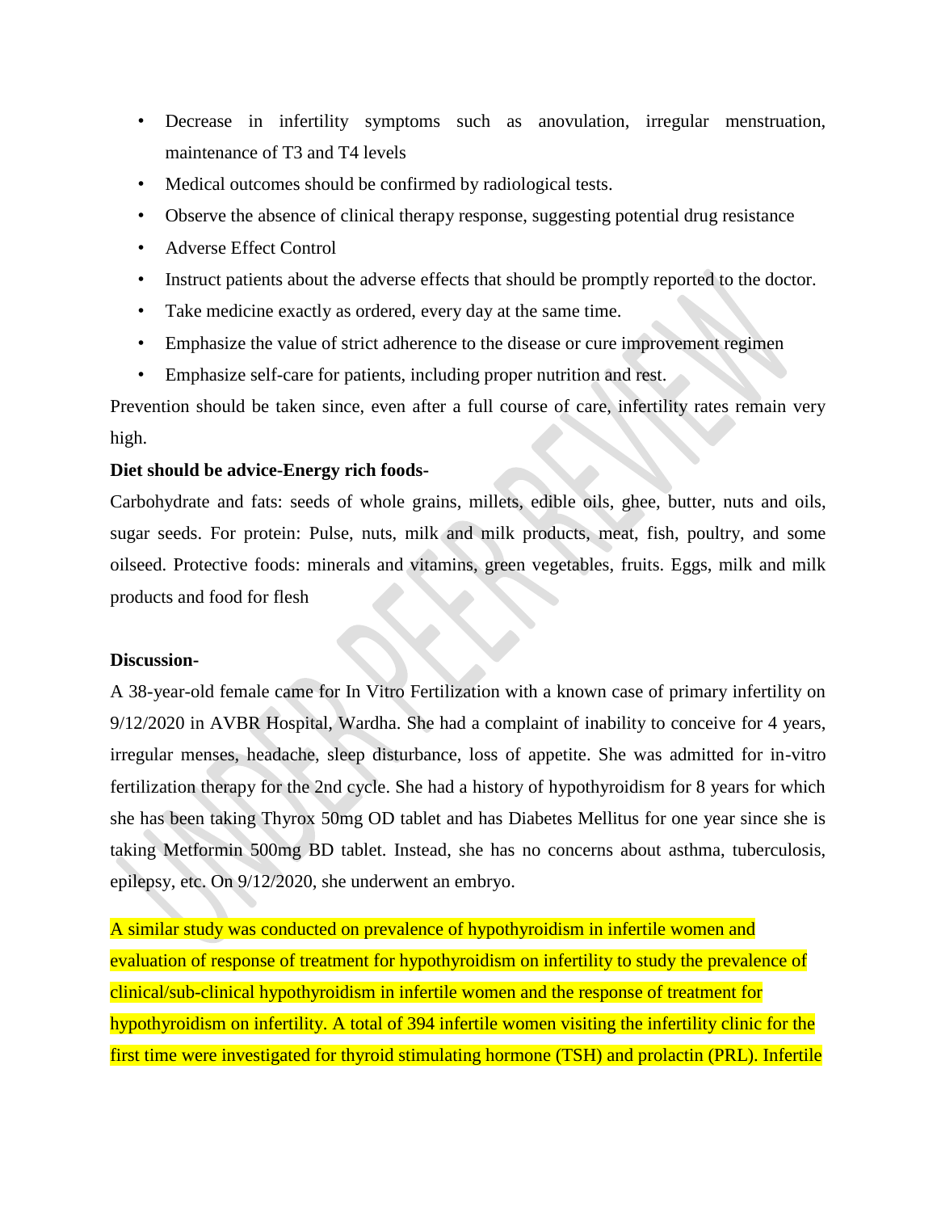- Decrease in infertility symptoms such as anovulation, irregular menstruation, maintenance of T3 and T4 levels
- Medical outcomes should be confirmed by radiological tests.
- Observe the absence of clinical therapy response, suggesting potential drug resistance
- Adverse Effect Control
- Instruct patients about the adverse effects that should be promptly reported to the doctor.
- Take medicine exactly as ordered, every day at the same time.
- Emphasize the value of strict adherence to the disease or cure improvement regimen
- Emphasize self-care for patients, including proper nutrition and rest.

Prevention should be taken since, even after a full course of care, infertility rates remain very high.

**Diet should be advice-Energy rich foods-**

Carbohydrate and fats: seeds of whole grains, millets, edible oils, ghee, butter, nuts and oils, sugar seeds. For protein: Pulse, nuts, milk and milk products, meat, fish, poultry, and some oilseed. Protective foods: minerals and vitamins, green vegetables, fruits. Eggs, milk and milk products and food for flesh

**Discussion-**

A 38-year-old female came for In Vitro Fertilization with a known case of primary infertility on 9/12/2020 in AVBR Hospital, Wardha. She had a complaint of inability to conceive for 4 years, irregular menses, headache, sleep disturbance, loss of appetite. She was admitted for in-vitro fertilization therapy for the 2nd cycle. She had a history of hypothyroidism for 8 years for which she has been taking Thyrox 50mg OD tablet and has Diabetes Mellitus for one year since she is taking Metformin 500mg BD tablet. Instead, she has no concerns about asthma, tuberculosis, epilepsy, etc. On 9/12/2020, she underwent an embryo.

A similar study was conducted on prevalence of hypothyroidism in infertile women and evaluation of response of treatment for hypothyroidism on infertility to study the prevalence of clinical/sub-clinical hypothyroidism in infertile women and the response of treatment for hypothyroidism on infertility. A total of 394 infertile women visiting the infertility clinic for the first time were investigated for thyroid stimulating hormone (TSH) and prolactin (PRL). Infertile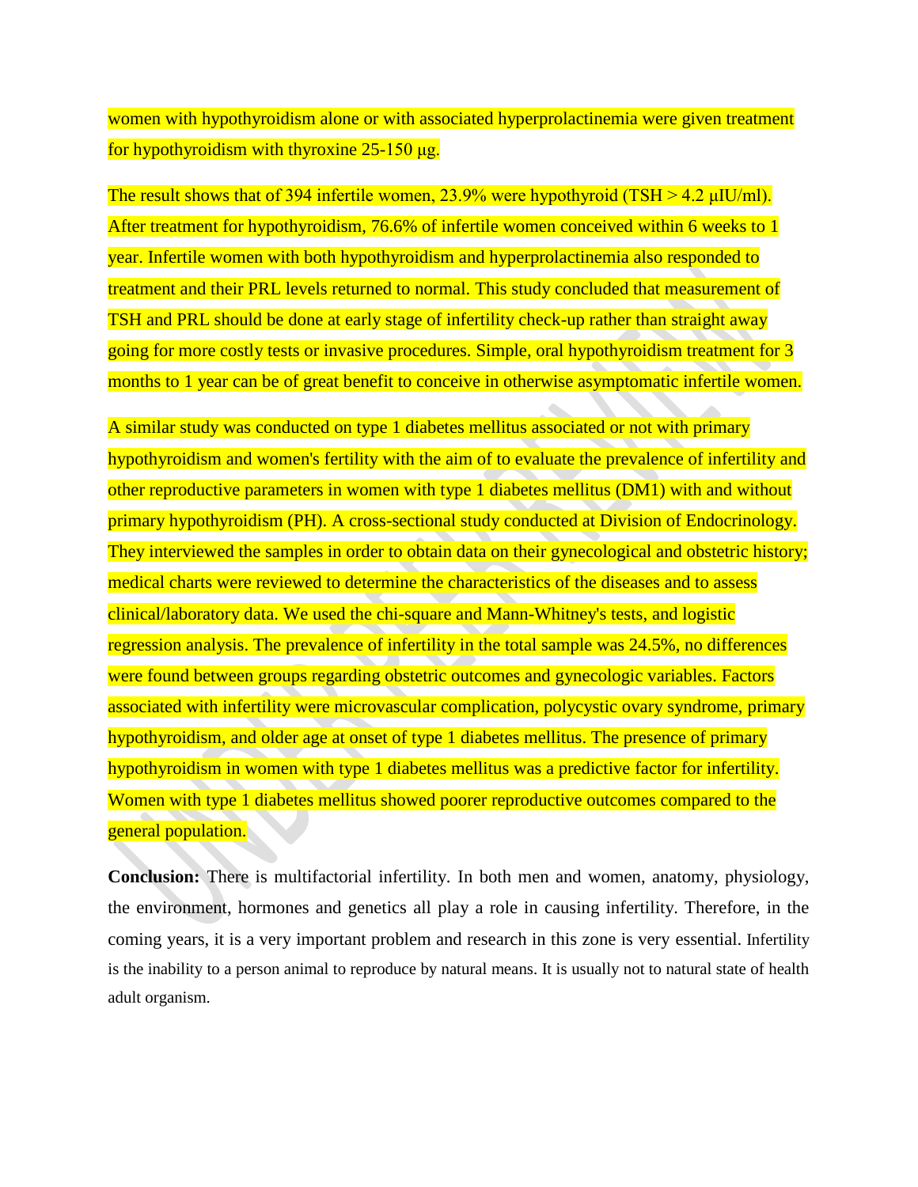women with hypothyroidism alone or with associated hyperprolactinemia were given treatment for hypothyroidism with thyroxine 25-150 μg.

The result shows that of 394 infertile women, 23.9% were hypothyroid (TSH > 4.2 μIU/ml). After treatment for hypothyroidism, 76.6% of infertile women conceived within 6 weeks to 1 year. Infertile women with both hypothyroidism and hyperprolactinemia also responded to treatment and their PRL levels returned to normal. This study concluded that measurement of TSH and PRL should be done at early stage of infertility check-up rather than straight away going for more costly tests or invasive procedures. Simple, oral hypothyroidism treatment for 3 months to 1 year can be of great benefit to conceive in otherwise asymptomatic infertile women.

A similar study was conducted on type 1 diabetes mellitus associated or not with primary hypothyroidism and women's fertility with the aim of to evaluate the prevalence of infertility and other reproductive parameters in women with type 1 diabetes mellitus (DM1) with and without primary hypothyroidism (PH). A cross-sectional study conducted at Division of Endocrinology. They interviewed the samples in order to obtain data on their gynecological and obstetric history; medical charts were reviewed to determine the characteristics of the diseases and to assess clinical/laboratory data. We used the chi-square and Mann-Whitney's tests, and logistic regression analysis. The prevalence of infertility in the total sample was 24.5%, no differences were found between groups regarding obstetric outcomes and gynecologic variables. Factors associated with infertility were microvascular complication, polycystic ovary syndrome, primary hypothyroidism, and older age at onset of type 1 diabetes mellitus. The presence of primary hypothyroidism in women with type 1 diabetes mellitus was a predictive factor for infertility. Women with type 1 diabetes mellitus showed poorer reproductive outcomes compared to the general population.

**Conclusion:** There is multifactorial infertility. In both men and women, anatomy, physiology, the environment, hormones and genetics all play a role in causing infertility. Therefore, in the coming years, it is a very important problem and research in this zone is very essential. Infertility is the inability to a person animal to reproduce by natural means. It is usually not to natural state of health adult organism.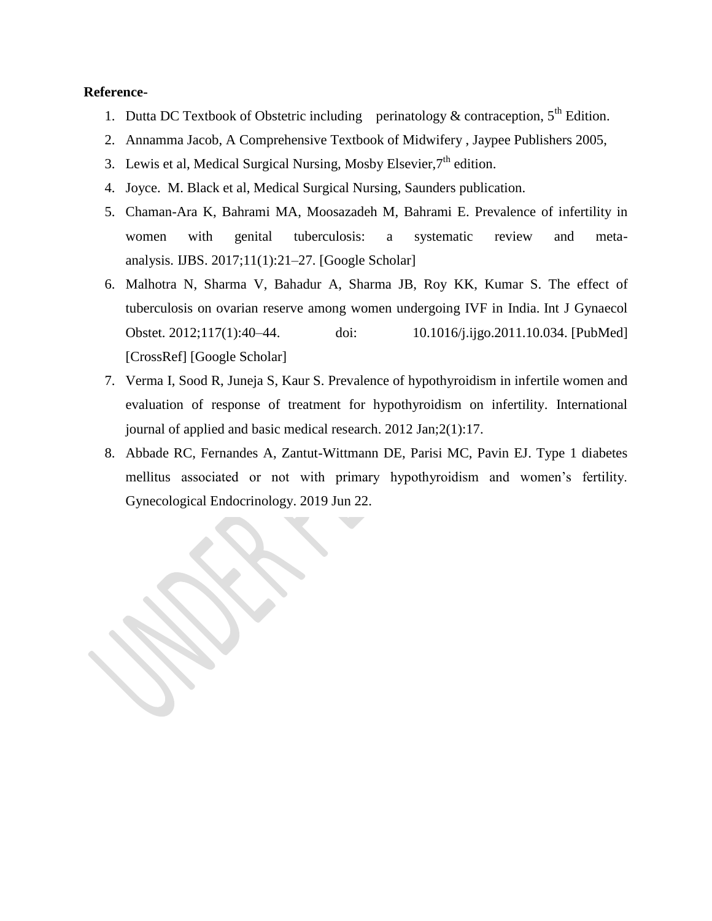**Reference-**

1. Dutta DC Textbook of Obstetric including perinatology & contraception, $5^{th}$ Edition.
2. Annamma Jacob, A Comprehensive Textbook of Midwifery , Jaypee Publishers 2005,
3. Lewis et al, Medical Surgical Nursing, Mosby Elsevier,$7^{th}$ edition.
4. Joyce. M. Black et al, Medical Surgical Nursing, Saunders publication.
5. Chaman-Ara K, Bahrami MA, Moosazadeh M, Bahrami E. Prevalence of infertility in women with genital tuberculosis: a systematic review and meta-analysis. IJBS. 2017;11(1):21–27. [Google Scholar]
6. Malhotra N, Sharma V, Bahadur A, Sharma JB, Roy KK, Kumar S. The effect of tuberculosis on ovarian reserve among women undergoing IVF in India. Int J Gynaecol Obstet. 2012;117(1):40–44. doi: 10.1016/j.ijgo.2011.10.034. [PubMed] [CrossRef] [Google Scholar]
7. Verma I, Sood R, Juneja S, Kaur S. Prevalence of hypothyroidism in infertile women and evaluation of response of treatment for hypothyroidism on infertility. International journal of applied and basic medical research. 2012 Jan;2(1):17.
8. Abbade RC, Fernandes A, Zantut-Wittmann DE, Parisi MC, Pavin EJ. Type 1 diabetes mellitus associated or not with primary hypothyroidism and women's fertility. Gynecological Endocrinology. 2019 Jun 22.